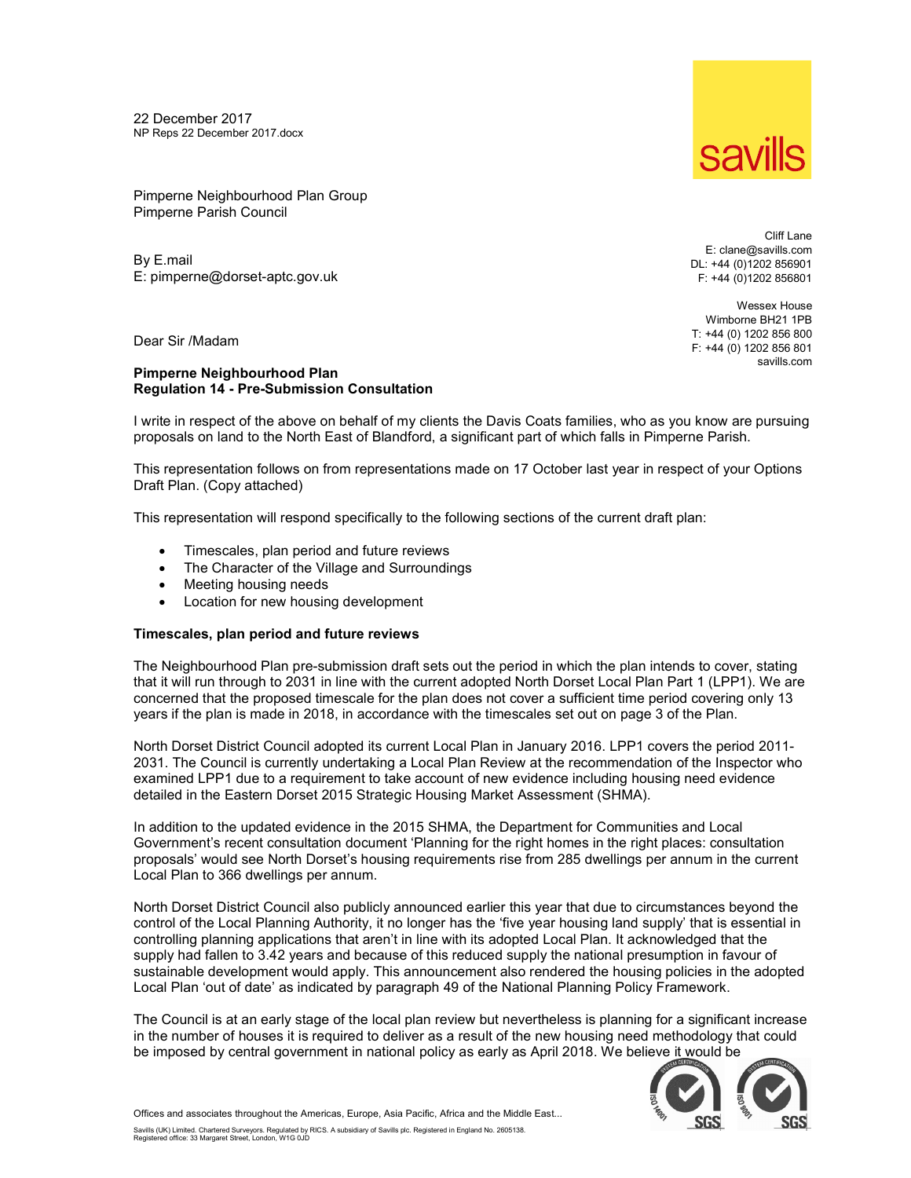22 December 2017
NP Reps 22 December 2017.docx

Pimperne Neighbourhood Plan Group
Pimperne Parish Council

By E.mail
E: pimperne@dorset-aptc.gov.uk

Cliff Lane
E: clane@savills.com
DL: +44 (0)1202 856901
F: +44 (0)1202 856801

Wessex House
Wimborne BH21 1PB
T: +44 (0) 1202 856 800
F: +44 (0) 1202 856 801
savills.com

Dear Sir /Madam

**Pimperne Neighbourhood Plan**
**Regulation 14 - Pre-Submission Consultation**

I write in respect of the above on behalf of my clients the Davis Coats families, who as you know are pursuing proposals on land to the North East of Blandford, a significant part of which falls in Pimperne Parish.

This representation follows on from representations made on 17 October last year in respect of your Options Draft Plan. (Copy attached)

This representation will respond specifically to the following sections of the current draft plan:

- Timescales, plan period and future reviews
- The Character of the Village and Surroundings
- Meeting housing needs
- Location for new housing development

**Timescales, plan period and future reviews**

The Neighbourhood Plan pre-submission draft sets out the period in which the plan intends to cover, stating that it will run through to 2031 in line with the current adopted North Dorset Local Plan Part 1 (LPP1). We are concerned that the proposed timescale for the plan does not cover a sufficient time period covering only 13 years if the plan is made in 2018, in accordance with the timescales set out on page 3 of the Plan.

North Dorset District Council adopted its current Local Plan in January 2016. LPP1 covers the period 2011-2031. The Council is currently undertaking a Local Plan Review at the recommendation of the Inspector who examined LPP1 due to a requirement to take account of new evidence including housing need evidence detailed in the Eastern Dorset 2015 Strategic Housing Market Assessment (SHMA).

In addition to the updated evidence in the 2015 SHMA, the Department for Communities and Local Government's recent consultation document 'Planning for the right homes in the right places: consultation proposals' would see North Dorset's housing requirements rise from 285 dwellings per annum in the current Local Plan to 366 dwellings per annum.

North Dorset District Council also publicly announced earlier this year that due to circumstances beyond the control of the Local Planning Authority, it no longer has the 'five year housing land supply' that is essential in controlling planning applications that aren't in line with its adopted Local Plan. It acknowledged that the supply had fallen to 3.42 years and because of this reduced supply the national presumption in favour of sustainable development would apply. This announcement also rendered the housing policies in the adopted Local Plan 'out of date' as indicated by paragraph 49 of the National Planning Policy Framework.

The Council is at an early stage of the local plan review but nevertheless is planning for a significant increase in the number of houses it is required to deliver as a result of the new housing need methodology that could be imposed by central government in national policy as early as April 2018. We believe it would be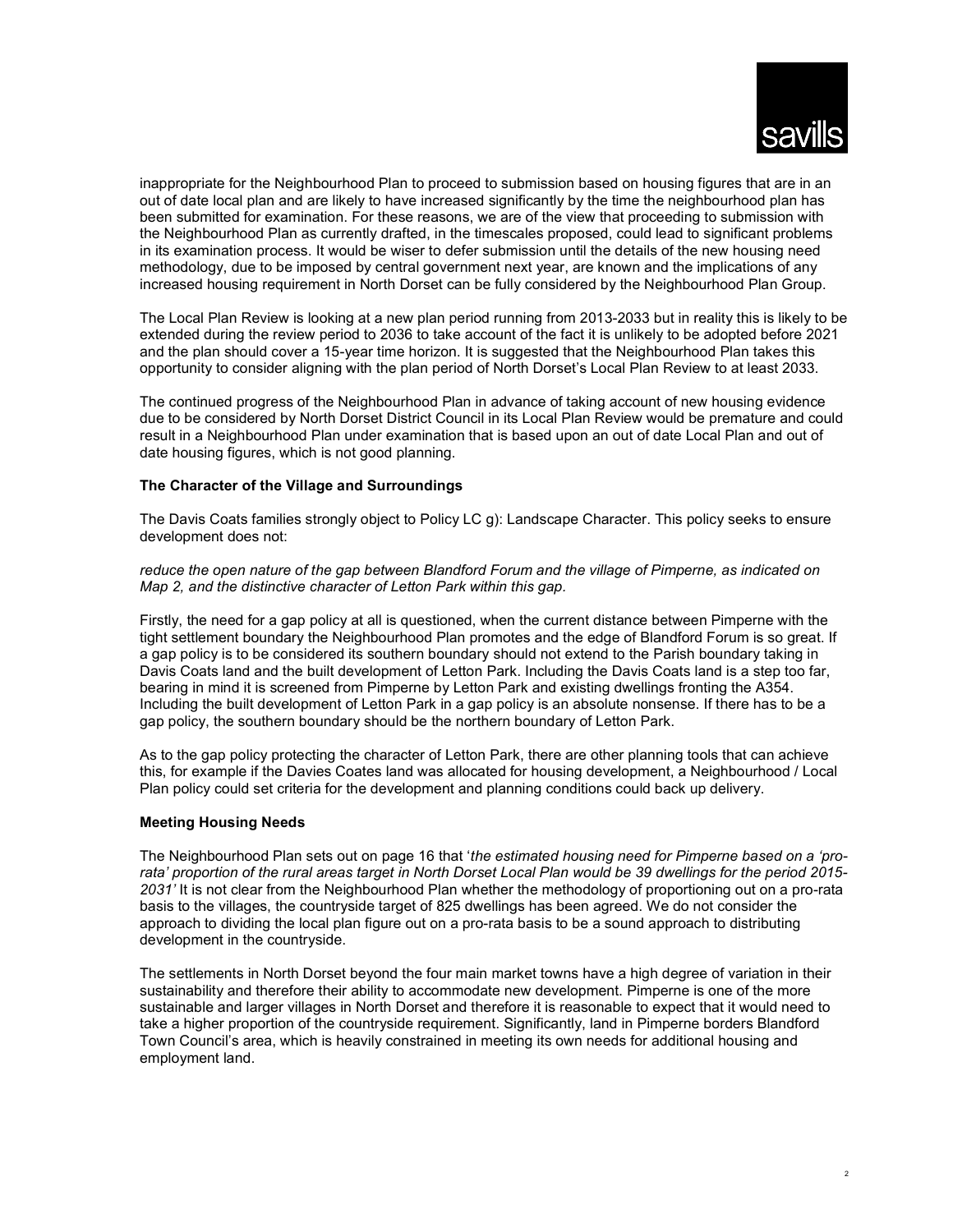inappropriate for the Neighbourhood Plan to proceed to submission based on housing figures that are in an out of date local plan and are likely to have increased significantly by the time the neighbourhood plan has been submitted for examination. For these reasons, we are of the view that proceeding to submission with the Neighbourhood Plan as currently drafted, in the timescales proposed, could lead to significant problems in its examination process. It would be wiser to defer submission until the details of the new housing need methodology, due to be imposed by central government next year, are known and the implications of any increased housing requirement in North Dorset can be fully considered by the Neighbourhood Plan Group.

The Local Plan Review is looking at a new plan period running from 2013-2033 but in reality this is likely to be extended during the review period to 2036 to take account of the fact it is unlikely to be adopted before 2021 and the plan should cover a 15-year time horizon. It is suggested that the Neighbourhood Plan takes this opportunity to consider aligning with the plan period of North Dorset's Local Plan Review to at least 2033.

The continued progress of the Neighbourhood Plan in advance of taking account of new housing evidence due to be considered by North Dorset District Council in its Local Plan Review would be premature and could result in a Neighbourhood Plan under examination that is based upon an out of date Local Plan and out of date housing figures, which is not good planning.

**The Character of the Village and Surroundings**

The Davis Coats families strongly object to Policy LC g): Landscape Character. This policy seeks to ensure development does not:

*reduce the open nature of the gap between Blandford Forum and the village of Pimperne, as indicated on Map 2, and the distinctive character of Letton Park within this gap.*

Firstly, the need for a gap policy at all is questioned, when the current distance between Pimperne with the tight settlement boundary the Neighbourhood Plan promotes and the edge of Blandford Forum is so great. If a gap policy is to be considered its southern boundary should not extend to the Parish boundary taking in Davis Coats land and the built development of Letton Park. Including the Davis Coats land is a step too far, bearing in mind it is screened from Pimperne by Letton Park and existing dwellings fronting the A354. Including the built development of Letton Park in a gap policy is an absolute nonsense. If there has to be a gap policy, the southern boundary should be the northern boundary of Letton Park.

As to the gap policy protecting the character of Letton Park, there are other planning tools that can achieve this, for example if the Davies Coates land was allocated for housing development, a Neighbourhood / Local Plan policy could set criteria for the development and planning conditions could back up delivery.

**Meeting Housing Needs**

The Neighbourhood Plan sets out on page 16 that '*the estimated housing need for Pimperne based on a 'pro-rata' proportion of the rural areas target in North Dorset Local Plan would be 39 dwellings for the period 2015-2031'* It is not clear from the Neighbourhood Plan whether the methodology of proportioning out on a pro-rata basis to the villages, the countryside target of 825 dwellings has been agreed. We do not consider the approach to dividing the local plan figure out on a pro-rata basis to be a sound approach to distributing development in the countryside.

The settlements in North Dorset beyond the four main market towns have a high degree of variation in their sustainability and therefore their ability to accommodate new development. Pimperne is one of the more sustainable and larger villages in North Dorset and therefore it is reasonable to expect that it would need to take a higher proportion of the countryside requirement. Significantly, land in Pimperne borders Blandford Town Council's area, which is heavily constrained in meeting its own needs for additional housing and employment land.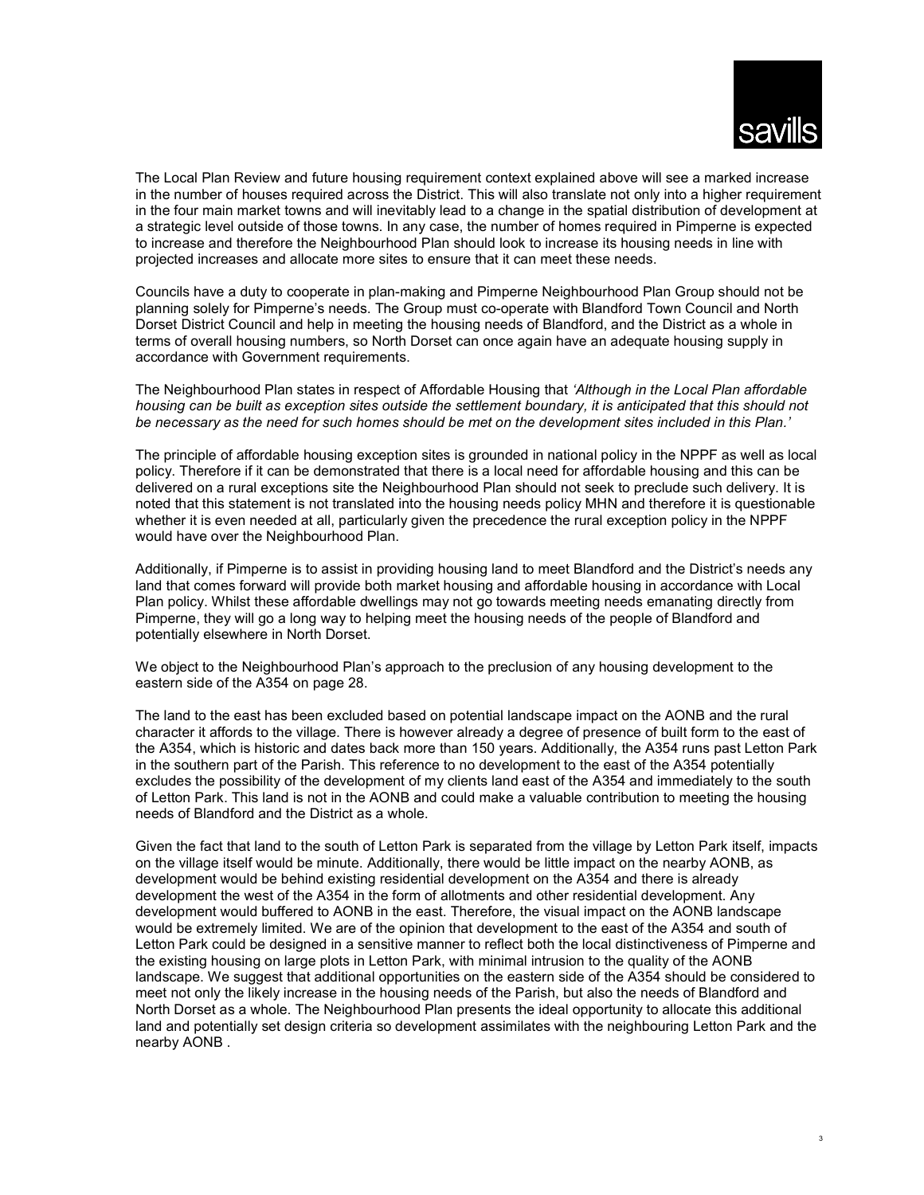The Local Plan Review and future housing requirement context explained above will see a marked increase in the number of houses required across the District. This will also translate not only into a higher requirement in the four main market towns and will inevitably lead to a change in the spatial distribution of development at a strategic level outside of those towns. In any case, the number of homes required in Pimperne is expected to increase and therefore the Neighbourhood Plan should look to increase its housing needs in line with projected increases and allocate more sites to ensure that it can meet these needs.

Councils have a duty to cooperate in plan-making and Pimperne Neighbourhood Plan Group should not be planning solely for Pimperne's needs. The Group must co-operate with Blandford Town Council and North Dorset District Council and help in meeting the housing needs of Blandford, and the District as a whole in terms of overall housing numbers, so North Dorset can once again have an adequate housing supply in accordance with Government requirements.

The Neighbourhood Plan states in respect of Affordable Housing that *'Although in the Local Plan affordable housing can be built as exception sites outside the settlement boundary, it is anticipated that this should not be necessary as the need for such homes should be met on the development sites included in this Plan.'*

The principle of affordable housing exception sites is grounded in national policy in the NPPF as well as local policy. Therefore if it can be demonstrated that there is a local need for affordable housing and this can be delivered on a rural exceptions site the Neighbourhood Plan should not seek to preclude such delivery. It is noted that this statement is not translated into the housing needs policy MHN and therefore it is questionable whether it is even needed at all, particularly given the precedence the rural exception policy in the NPPF would have over the Neighbourhood Plan.

Additionally, if Pimperne is to assist in providing housing land to meet Blandford and the District's needs any land that comes forward will provide both market housing and affordable housing in accordance with Local Plan policy. Whilst these affordable dwellings may not go towards meeting needs emanating directly from Pimperne, they will go a long way to helping meet the housing needs of the people of Blandford and potentially elsewhere in North Dorset.

We object to the Neighbourhood Plan's approach to the preclusion of any housing development to the eastern side of the A354 on page 28.

The land to the east has been excluded based on potential landscape impact on the AONB and the rural character it affords to the village. There is however already a degree of presence of built form to the east of the A354, which is historic and dates back more than 150 years. Additionally, the A354 runs past Letton Park in the southern part of the Parish. This reference to no development to the east of the A354 potentially excludes the possibility of the development of my clients land east of the A354 and immediately to the south of Letton Park. This land is not in the AONB and could make a valuable contribution to meeting the housing needs of Blandford and the District as a whole.

Given the fact that land to the south of Letton Park is separated from the village by Letton Park itself, impacts on the village itself would be minute. Additionally, there would be little impact on the nearby AONB, as development would be behind existing residential development on the A354 and there is already development the west of the A354 in the form of allotments and other residential development. Any development would buffered to AONB in the east. Therefore, the visual impact on the AONB landscape would be extremely limited. We are of the opinion that development to the east of the A354 and south of Letton Park could be designed in a sensitive manner to reflect both the local distinctiveness of Pimperne and the existing housing on large plots in Letton Park, with minimal intrusion to the quality of the AONB landscape. We suggest that additional opportunities on the eastern side of the A354 should be considered to meet not only the likely increase in the housing needs of the Parish, but also the needs of Blandford and North Dorset as a whole. The Neighbourhood Plan presents the ideal opportunity to allocate this additional land and potentially set design criteria so development assimilates with the neighbouring Letton Park and the nearby AONB .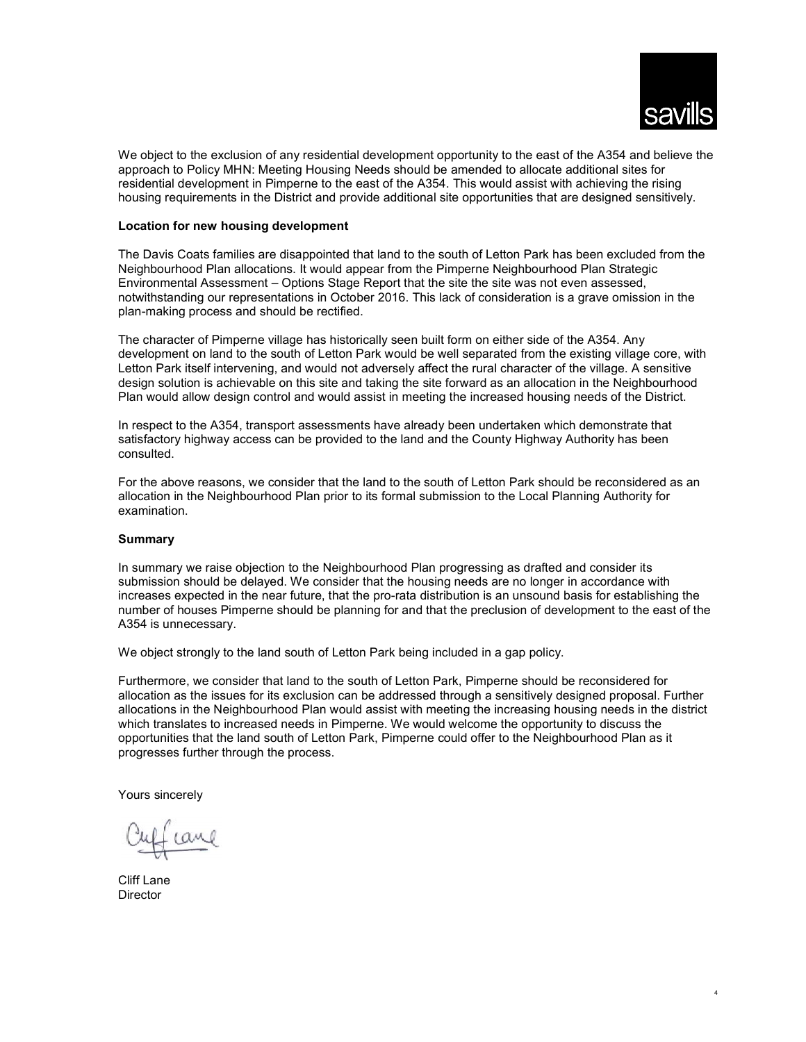We object to the exclusion of any residential development opportunity to the east of the A354 and believe the approach to Policy MHN: Meeting Housing Needs should be amended to allocate additional sites for residential development in Pimperne to the east of the A354. This would assist with achieving the rising housing requirements in the District and provide additional site opportunities that are designed sensitively.

**Location for new housing development**

The Davis Coats families are disappointed that land to the south of Letton Park has been excluded from the Neighbourhood Plan allocations. It would appear from the Pimperne Neighbourhood Plan Strategic Environmental Assessment – Options Stage Report that the site the site was not even assessed, notwithstanding our representations in October 2016. This lack of consideration is a grave omission in the plan-making process and should be rectified.

The character of Pimperne village has historically seen built form on either side of the A354. Any development on land to the south of Letton Park would be well separated from the existing village core, with Letton Park itself intervening, and would not adversely affect the rural character of the village. A sensitive design solution is achievable on this site and taking the site forward as an allocation in the Neighbourhood Plan would allow design control and would assist in meeting the increased housing needs of the District.

In respect to the A354, transport assessments have already been undertaken which demonstrate that satisfactory highway access can be provided to the land and the County Highway Authority has been consulted.

For the above reasons, we consider that the land to the south of Letton Park should be reconsidered as an allocation in the Neighbourhood Plan prior to its formal submission to the Local Planning Authority for examination.

**Summary**

In summary we raise objection to the Neighbourhood Plan progressing as drafted and consider its submission should be delayed. We consider that the housing needs are no longer in accordance with increases expected in the near future, that the pro-rata distribution is an unsound basis for establishing the number of houses Pimperne should be planning for and that the preclusion of development to the east of the A354 is unnecessary.

We object strongly to the land south of Letton Park being included in a gap policy.

Furthermore, we consider that land to the south of Letton Park, Pimperne should be reconsidered for allocation as the issues for its exclusion can be addressed through a sensitively designed proposal. Further allocations in the Neighbourhood Plan would assist with meeting the increasing housing needs in the district which translates to increased needs in Pimperne. We would welcome the opportunity to discuss the opportunities that the land south of Letton Park, Pimperne could offer to the Neighbourhood Plan as it progresses further through the process.

Yours sincerely

Cliff Lane
Director